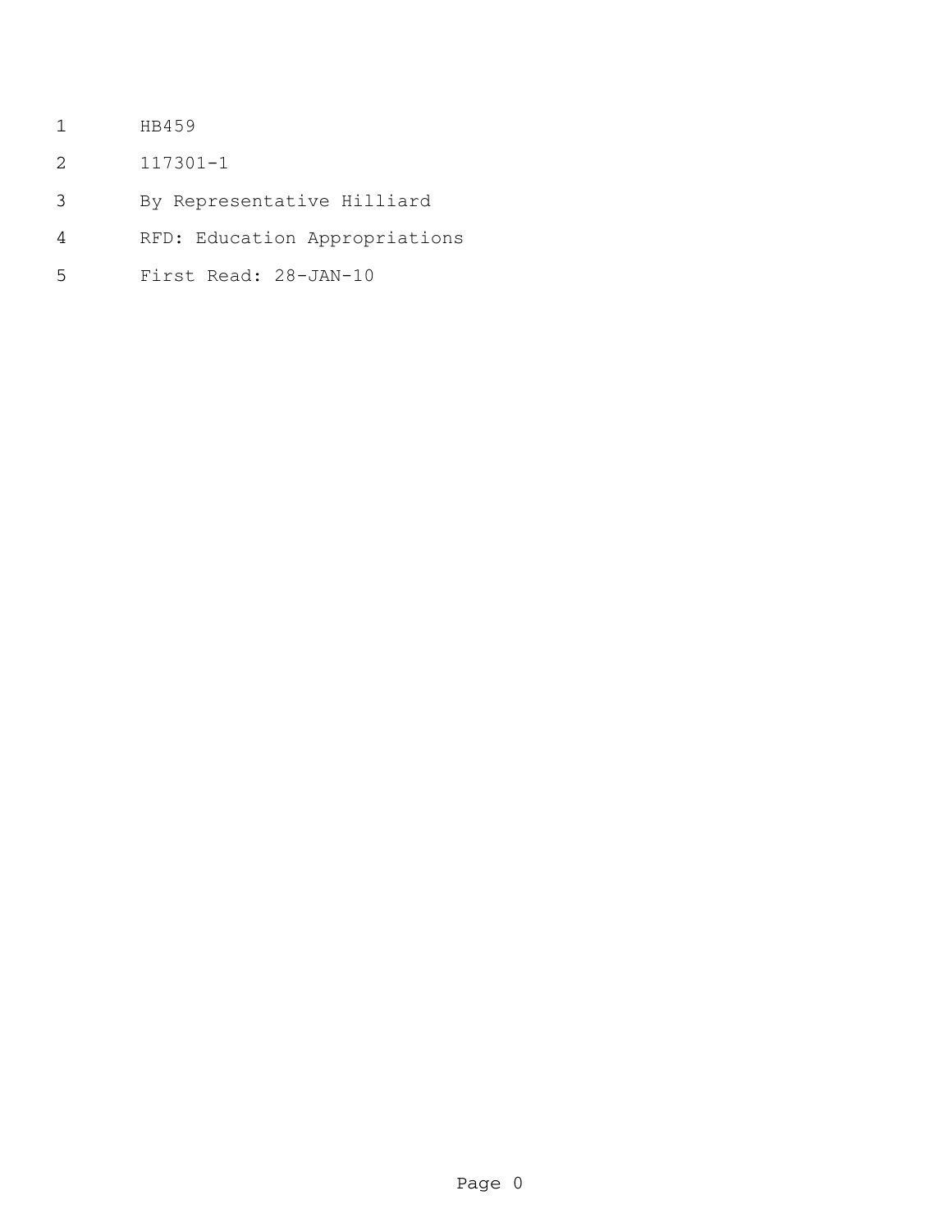HB459

117301-1

By Representative Hilliard

RFD: Education Appropriations

First Read: 28-JAN-10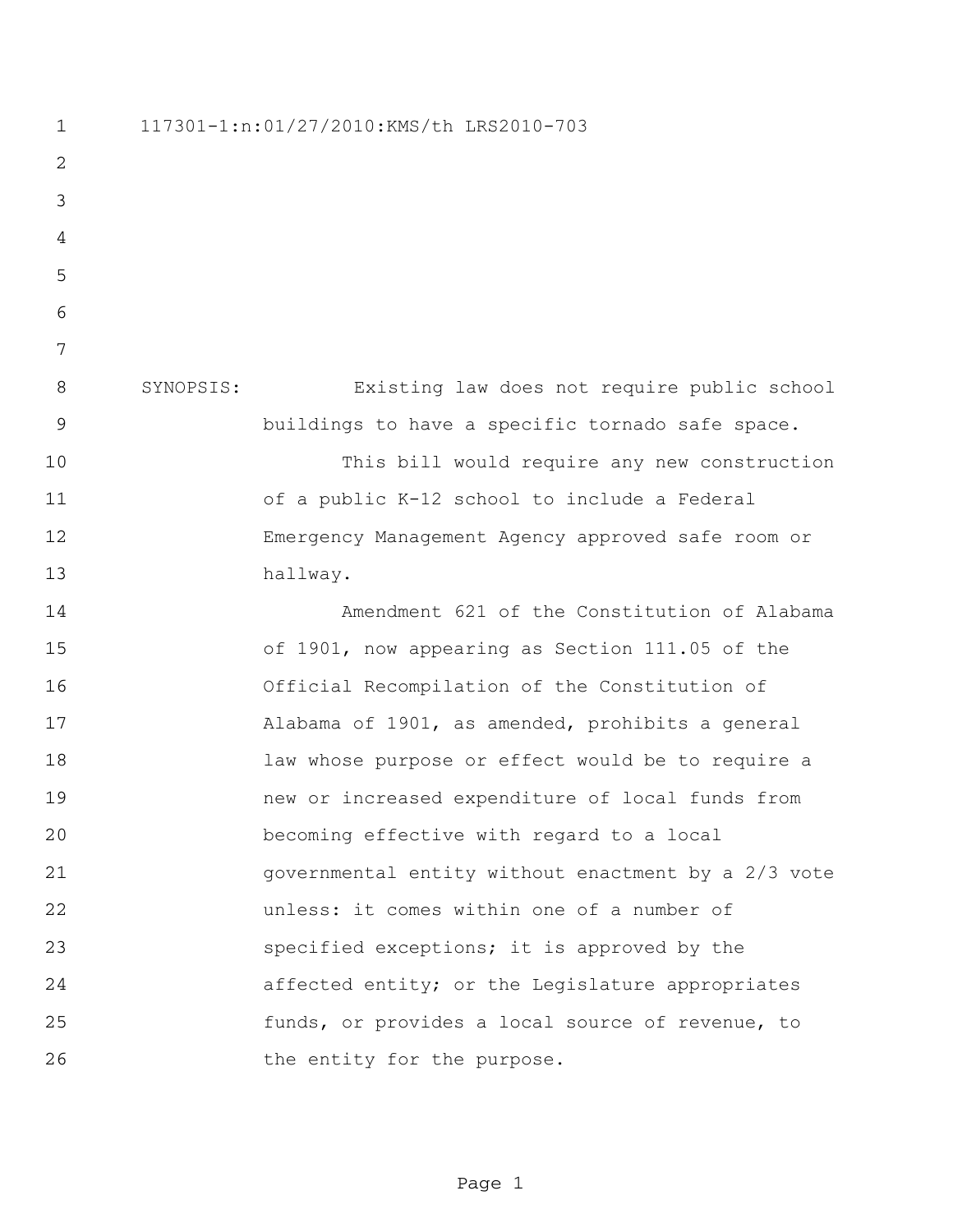117301-1:n:01/27/2010:KMS/th LRS2010-703

SYNOPSIS: Existing law does not require public school buildings to have a specific tornado safe space.

This bill would require any new construction of a public K-12 school to include a Federal Emergency Management Agency approved safe room or hallway.

Amendment 621 of the Constitution of Alabama of 1901, now appearing as Section 111.05 of the Official Recompilation of the Constitution of Alabama of 1901, as amended, prohibits a general law whose purpose or effect would be to require a new or increased expenditure of local funds from becoming effective with regard to a local governmental entity without enactment by a 2/3 vote unless: it comes within one of a number of specified exceptions; it is approved by the affected entity; or the Legislature appropriates funds, or provides a local source of revenue, to the entity for the purpose.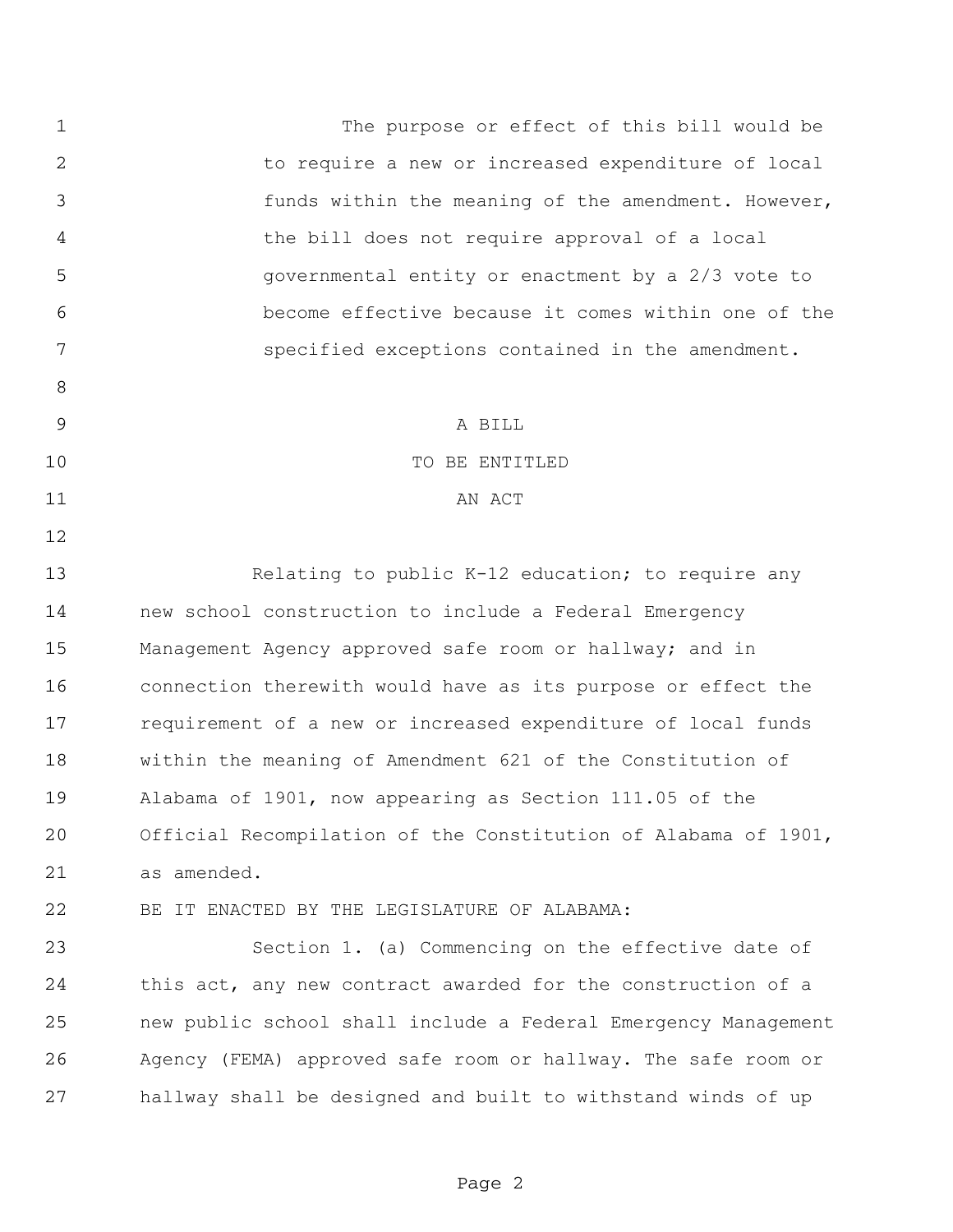The purpose or effect of this bill would be to require a new or increased expenditure of local funds within the meaning of the amendment. However, the bill does not require approval of a local governmental entity or enactment by a 2/3 vote to become effective because it comes within one of the specified exceptions contained in the amendment.

A BILL
TO BE ENTITLED
AN ACT

Relating to public K-12 education; to require any new school construction to include a Federal Emergency Management Agency approved safe room or hallway; and in connection therewith would have as its purpose or effect the requirement of a new or increased expenditure of local funds within the meaning of Amendment 621 of the Constitution of Alabama of 1901, now appearing as Section 111.05 of the Official Recompilation of the Constitution of Alabama of 1901, as amended.

BE IT ENACTED BY THE LEGISLATURE OF ALABAMA:

Section 1. (a) Commencing on the effective date of this act, any new contract awarded for the construction of a new public school shall include a Federal Emergency Management Agency (FEMA) approved safe room or hallway. The safe room or hallway shall be designed and built to withstand winds of up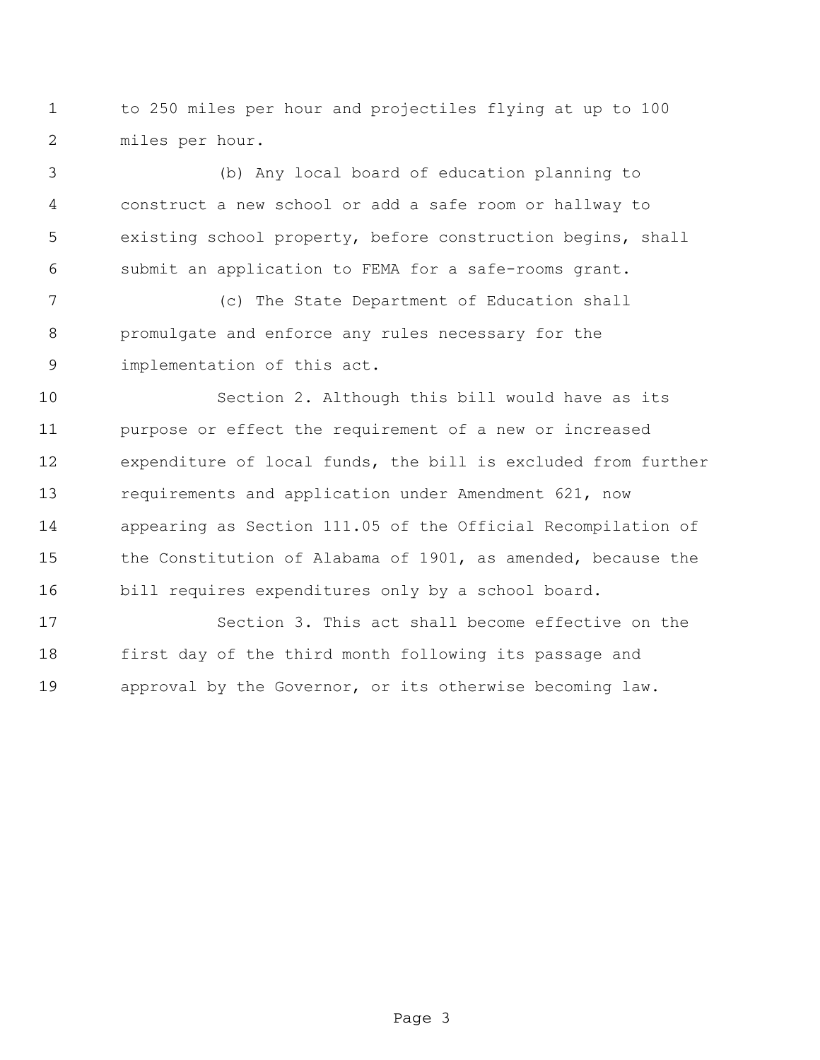to 250 miles per hour and projectiles flying at up to 100 miles per hour.

(b) Any local board of education planning to construct a new school or add a safe room or hallway to existing school property, before construction begins, shall submit an application to FEMA for a safe-rooms grant.

(c) The State Department of Education shall promulgate and enforce any rules necessary for the implementation of this act.

Section 2. Although this bill would have as its purpose or effect the requirement of a new or increased expenditure of local funds, the bill is excluded from further requirements and application under Amendment 621, now appearing as Section 111.05 of the Official Recompilation of the Constitution of Alabama of 1901, as amended, because the bill requires expenditures only by a school board.

Section 3. This act shall become effective on the first day of the third month following its passage and approval by the Governor, or its otherwise becoming law.